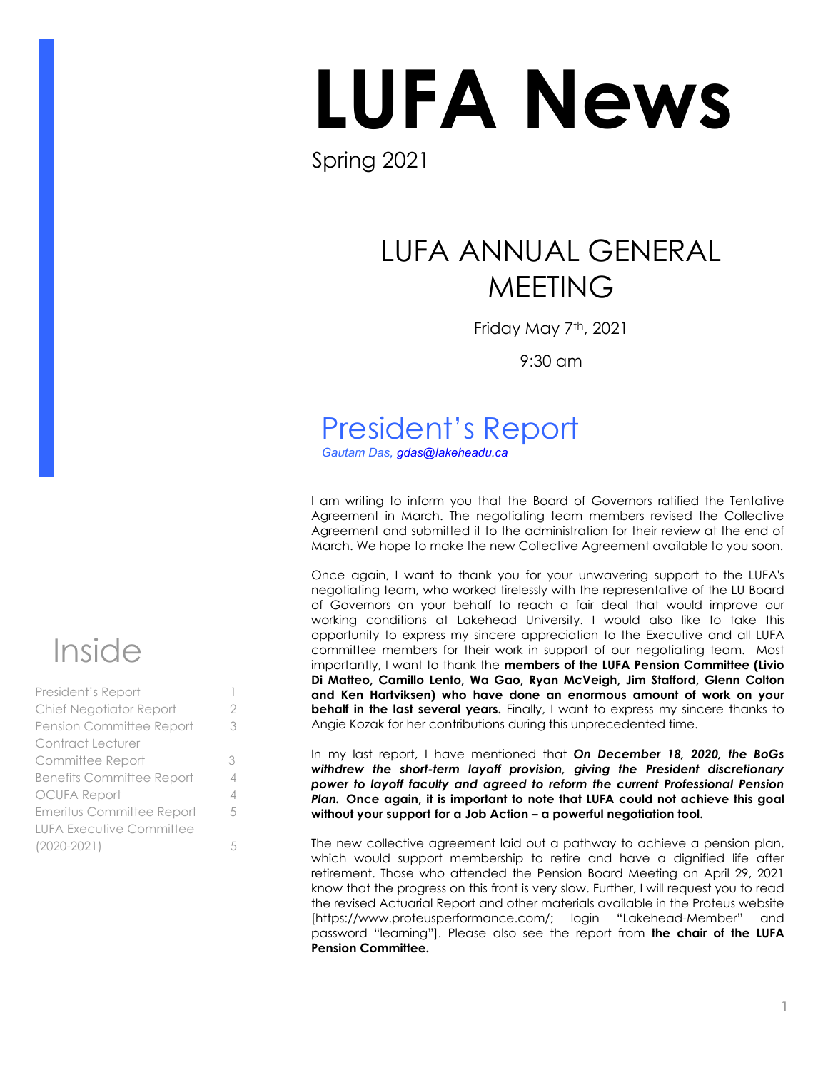# LUFA News

Spring 2021

## LUFA ANNUAL GENERAL MEETING

Friday May 7th, 2021

9:30 am

## Inside

| | |
|---|---|
| President's Report | 1 |
| Chief Negotiator Report | 2 |
| Pension Committee Report | 3 |
| Contract Lecturer Committee Report | 3 |
| Benefits Committee Report | 4 |
| OCUFA Report | 4 |
| Emeritus Committee Report | 5 |
| LUFA Executive Committee (2020-2021) | 5 |

## President's Report

*Gautam Das, gdas@lakeheadu.ca*

I am writing to inform you that the Board of Governors ratified the Tentative Agreement in March. The negotiating team members revised the Collective Agreement and submitted it to the administration for their review at the end of March. We hope to make the new Collective Agreement available to you soon.

Once again, I want to thank you for your unwavering support to the LUFA's negotiating team, who worked tirelessly with the representative of the LU Board of Governors on your behalf to reach a fair deal that would improve our working conditions at Lakehead University. I would also like to take this opportunity to express my sincere appreciation to the Executive and all LUFA committee members for their work in support of our negotiating team. Most importantly, I want to thank the **members of the LUFA Pension Committee (Livio Di Matteo, Camillo Lento, Wa Gao, Ryan McVeigh, Jim Stafford, Glenn Colton and Ken Hartviksen) who have done an enormous amount of work on your behalf in the last several years.** Finally, I want to express my sincere thanks to Angie Kozak for her contributions during this unprecedented time.

In my last report, I have mentioned that ***On December 18, 2020, the BoGs withdrew the short-term layoff provision, giving the President discretionary power to layoff faculty and agreed to reform the current Professional Pension Plan.*** **Once again, it is important to note that LUFA could not achieve this goal without your support for a Job Action – a powerful negotiation tool.**

The new collective agreement laid out a pathway to achieve a pension plan, which would support membership to retire and have a dignified life after retirement. Those who attended the Pension Board Meeting on April 29, 2021 know that the progress on this front is very slow. Further, I will request you to read the revised Actuarial Report and other materials available in the Proteus website [https://www.proteusperformance.com/; login "Lakehead-Member" and password "learning"]. Please also see the report from **the chair of the LUFA Pension Committee.**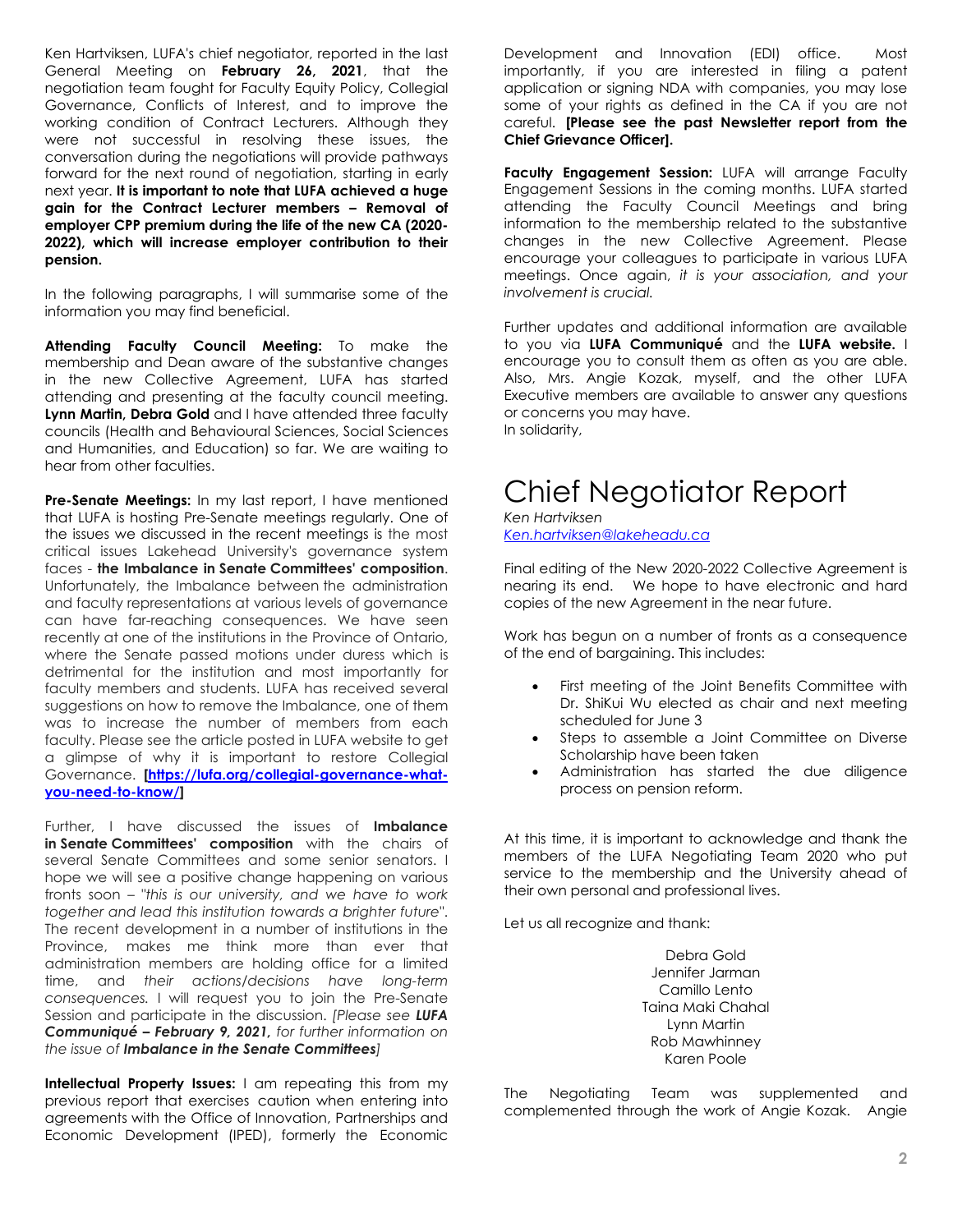Ken Hartviksen, LUFA's chief negotiator, reported in the last General Meeting on **February 26, 2021**, that the negotiation team fought for Faculty Equity Policy, Collegial Governance, Conflicts of Interest, and to improve the working condition of Contract Lecturers. Although they were not successful in resolving these issues, the conversation during the negotiations will provide pathways forward for the next round of negotiation, starting in early next year. **It is important to note that LUFA achieved a huge gain for the Contract Lecturer members – Removal of employer CPP premium during the life of the new CA (2020-2022), which will increase employer contribution to their pension.**

In the following paragraphs, I will summarise some of the information you may find beneficial.

**Attending Faculty Council Meeting:** To make the membership and Dean aware of the substantive changes in the new Collective Agreement, LUFA has started attending and presenting at the faculty council meeting. **Lynn Martin, Debra Gold** and I have attended three faculty councils (Health and Behavioural Sciences, Social Sciences and Humanities, and Education) so far. We are waiting to hear from other faculties.

**Pre-Senate Meetings:** In my last report, I have mentioned that LUFA is hosting Pre-Senate meetings regularly. One of the issues we discussed in the recent meetings is the most critical issues Lakehead University's governance system faces - **the Imbalance in Senate Committees' composition**. Unfortunately, the Imbalance between the administration and faculty representations at various levels of governance can have far-reaching consequences. We have seen recently at one of the institutions in the Province of Ontario, where the Senate passed motions under duress which is detrimental for the institution and most importantly for faculty members and students. LUFA has received several suggestions on how to remove the Imbalance, one of them was to increase the number of members from each faculty. Please see the article posted in LUFA website to get a glimpse of why it is important to restore Collegial Governance. **[https://lufa.org/collegial-governance-what-you-need-to-know/]**

Further, I have discussed the issues of **Imbalance in Senate Committees' composition** with the chairs of several Senate Committees and some senior senators. I hope we will see a positive change happening on various fronts soon – "*this is our university, and we have to work together and lead this institution towards a brighter future*". The recent development in a number of institutions in the Province, makes me think more than ever that administration members are holding office for a limited time, and *their actions/decisions have long-term consequences.* I will request you to join the Pre-Senate Session and participate in the discussion. *[Please see **LUFA Communiqué – February 9, 2021,** for further information on the issue of **Imbalance in the Senate Committees**]*

**Intellectual Property Issues:** I am repeating this from my previous report that exercises caution when entering into agreements with the Office of Innovation, Partnerships and Economic Development (IPED), formerly the Economic Development and Innovation (EDI) office. Most importantly, if you are interested in filing a patent application or signing NDA with companies, you may lose some of your rights as defined in the CA if you are not careful. **[Please see the past Newsletter report from the Chief Grievance Officer].**

**Faculty Engagement Session:** LUFA will arrange Faculty Engagement Sessions in the coming months. LUFA started attending the Faculty Council Meetings and bring information to the membership related to the substantive changes in the new Collective Agreement. Please encourage your colleagues to participate in various LUFA meetings. Once again, *it is your association, and your involvement is crucial.*

Further updates and additional information are available to you via **LUFA Communiqué** and the **LUFA website.** I encourage you to consult them as often as you are able. Also, Mrs. Angie Kozak, myself, and the other LUFA Executive members are available to answer any questions or concerns you may have.
In solidarity,

# Chief Negotiator Report

*Ken Hartviksen*
*Ken.hartviksen@lakeheadu.ca*

Final editing of the New 2020-2022 Collective Agreement is nearing its end. We hope to have electronic and hard copies of the new Agreement in the near future.

Work has begun on a number of fronts as a consequence of the end of bargaining. This includes:

- First meeting of the Joint Benefits Committee with Dr. ShiKui Wu elected as chair and next meeting scheduled for June 3
- Steps to assemble a Joint Committee on Diverse Scholarship have been taken
- Administration has started the due diligence process on pension reform.

At this time, it is important to acknowledge and thank the members of the LUFA Negotiating Team 2020 who put service to the membership and the University ahead of their own personal and professional lives.

Let us all recognize and thank:

Debra Gold
Jennifer Jarman
Camillo Lento
Taina Maki Chahal
Lynn Martin
Rob Mawhinney
Karen Poole

The Negotiating Team was supplemented and complemented through the work of Angie Kozak. Angie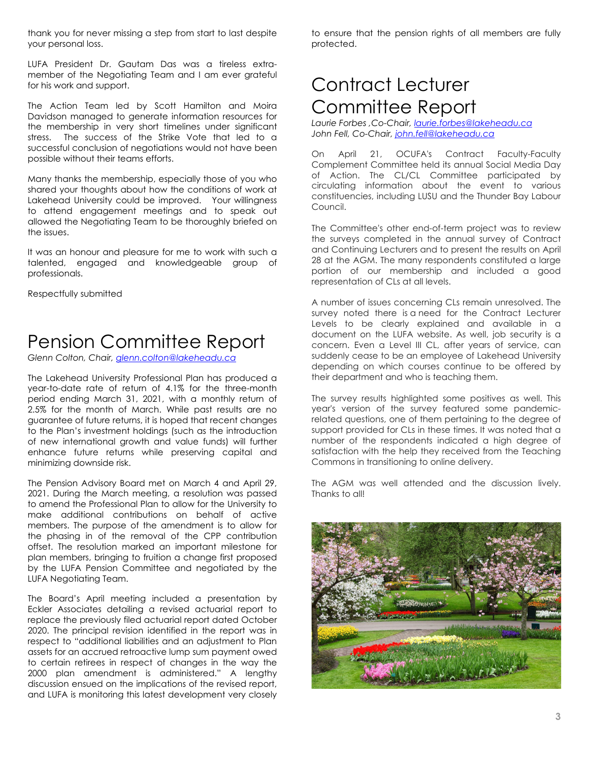thank you for never missing a step from start to last despite your personal loss.

LUFA President Dr. Gautam Das was a tireless extra-member of the Negotiating Team and I am ever grateful for his work and support.

The Action Team led by Scott Hamilton and Moira Davidson managed to generate information resources for the membership in very short timelines under significant stress. The success of the Strike Vote that led to a successful conclusion of negotiations would not have been possible without their teams efforts.

Many thanks the membership, especially those of you who shared your thoughts about how the conditions of work at Lakehead University could be improved. Your willingness to attend engagement meetings and to speak out allowed the Negotiating Team to be thoroughly briefed on the issues.

It was an honour and pleasure for me to work with such a talented, engaged and knowledgeable group of professionals.

Respectfully submitted

# Pension Committee Report

*Glenn Colton, Chair, glenn.colton@lakeheadu.ca*

The Lakehead University Professional Plan has produced a year-to-date rate of return of 4.1% for the three-month period ending March 31, 2021, with a monthly return of 2.5% for the month of March. While past results are no guarantee of future returns, it is hoped that recent changes to the Plan's investment holdings (such as the introduction of new international growth and value funds) will further enhance future returns while preserving capital and minimizing downside risk.

The Pension Advisory Board met on March 4 and April 29, 2021. During the March meeting, a resolution was passed to amend the Professional Plan to allow for the University to make additional contributions on behalf of active members. The purpose of the amendment is to allow for the phasing in of the removal of the CPP contribution offset. The resolution marked an important milestone for plan members, bringing to fruition a change first proposed by the LUFA Pension Committee and negotiated by the LUFA Negotiating Team.

The Board's April meeting included a presentation by Eckler Associates detailing a revised actuarial report to replace the previously filed actuarial report dated October 2020. The principal revision identified in the report was in respect to "additional liabilities and an adjustment to Plan assets for an accrued retroactive lump sum payment owed to certain retirees in respect of changes in the way the 2000 plan amendment is administered." A lengthy discussion ensued on the implications of the revised report, and LUFA is monitoring this latest development very closely to ensure that the pension rights of all members are fully protected.

# Contract Lecturer Committee Report

*Laurie Forbes ,Co-Chair, laurie.forbes@lakeheadu.ca*
*John Fell, Co-Chair, john.fell@lakeheadu.ca*

On April 21, OCUFA's Contract Faculty-Faculty Complement Committee held its annual Social Media Day of Action. The CL/CL Committee participated by circulating information about the event to various constituencies, including LUSU and the Thunder Bay Labour Council.

The Committee's other end-of-term project was to review the surveys completed in the annual survey of Contract and Continuing Lecturers and to present the results on April 28 at the AGM. The many respondents constituted a large portion of our membership and included a good representation of CLs at all levels.

A number of issues concerning CLs remain unresolved. The survey noted there is a need for the Contract Lecturer Levels to be clearly explained and available in a document on the LUFA website. As well, job security is a concern. Even a Level III CL, after years of service, can suddenly cease to be an employee of Lakehead University depending on which courses continue to be offered by their department and who is teaching them.

The survey results highlighted some positives as well. This year's version of the survey featured some pandemic-related questions, one of them pertaining to the degree of support provided for CLs in these times. It was noted that a number of the respondents indicated a high degree of satisfaction with the help they received from the Teaching Commons in transitioning to online delivery.

The AGM was well attended and the discussion lively. Thanks to all!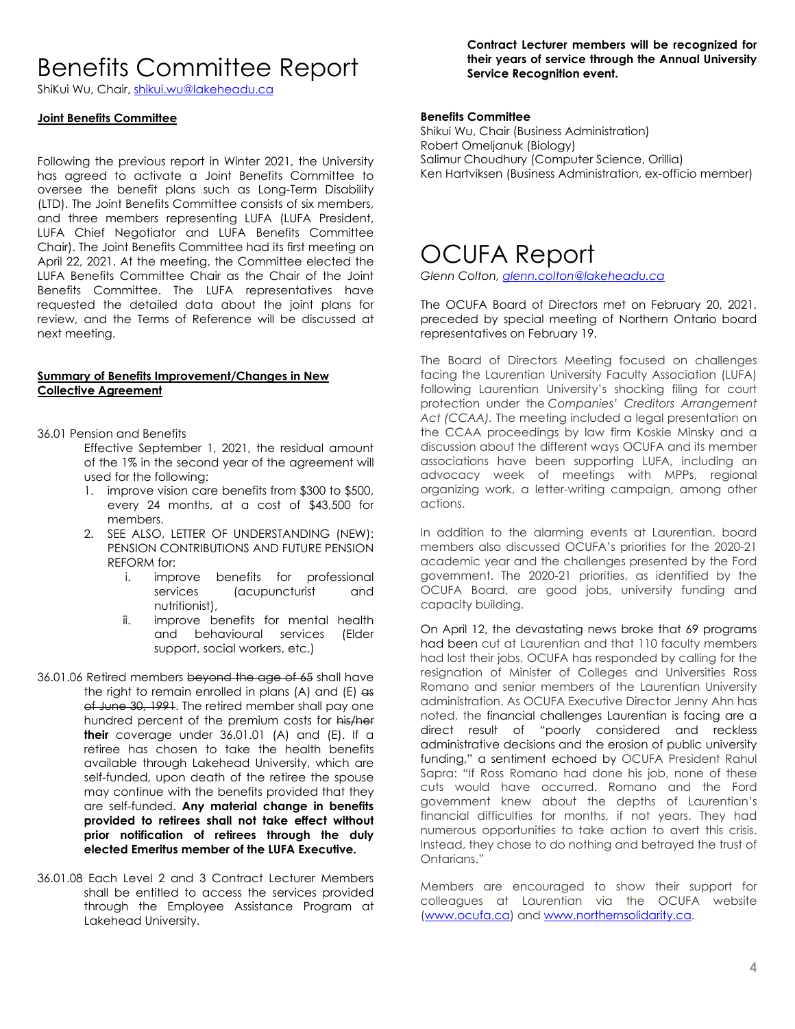# Benefits Committee Report

ShiKui Wu, Chair, shikui.wu@lakeheadu.ca

**Joint Benefits Committee**

Following the previous report in Winter 2021, the University has agreed to activate a Joint Benefits Committee to oversee the benefit plans such as Long-Term Disability (LTD). The Joint Benefits Committee consists of six members, and three members representing LUFA (LUFA President, LUFA Chief Negotiator and LUFA Benefits Committee Chair). The Joint Benefits Committee had its first meeting on April 22, 2021. At the meeting, the Committee elected the LUFA Benefits Committee Chair as the Chair of the Joint Benefits Committee. The LUFA representatives have requested the detailed data about the joint plans for review, and the Terms of Reference will be discussed at next meeting.

**Summary of Benefits Improvement/Changes in New Collective Agreement**

36.01 Pension and Benefits

Effective September 1, 2021, the residual amount of the 1% in the second year of the agreement will used for the following:

1. improve vision care benefits from $300 to $500, every 24 months, at a cost of $43,500 for members.
2. SEE ALSO, LETTER OF UNDERSTANDING (NEW): PENSION CONTRIBUTIONS AND FUTURE PENSION REFORM for:
   i. improve benefits for professional services (acupuncturist and nutritionist),
   ii. improve benefits for mental health and behavioural services (Elder support, social workers, etc.)

36.01.06 Retired members ~~beyond the age of 65~~ shall have the right to remain enrolled in plans (A) and (E) ~~as of June 30, 1991~~. The retired member shall pay one hundred percent of the premium costs for ~~his/her~~ **their** coverage under 36.01.01 (A) and (E). If a retiree has chosen to take the health benefits available through Lakehead University, which are self-funded, upon death of the retiree the spouse may continue with the benefits provided that they are self-funded. **Any material change in benefits provided to retirees shall not take effect without prior notification of retirees through the duly elected Emeritus member of the LUFA Executive.**

36.01.08 Each Level 2 and 3 Contract Lecturer Members shall be entitled to access the services provided through the Employee Assistance Program at Lakehead University.

**Contract Lecturer members will be recognized for their years of service through the Annual University Service Recognition event.**

**Benefits Committee**

Shikui Wu, Chair (Business Administration)
Robert Omeljanuk (Biology)
Salimur Choudhury (Computer Science, Orillia)
Ken Hartviksen (Business Administration, ex-officio member)

# OCUFA Report

*Glenn Colton, glenn.colton@lakeheadu.ca*

The OCUFA Board of Directors met on February 20, 2021, preceded by special meeting of Northern Ontario board representatives on February 19.

The Board of Directors Meeting focused on challenges facing the Laurentian University Faculty Association (LUFA) following Laurentian University's shocking filing for court protection under the *Companies' Creditors Arrangement Act (CCAA)*. The meeting included a legal presentation on the CCAA proceedings by law firm Koskie Minsky and a discussion about the different ways OCUFA and its member associations have been supporting LUFA, including an advocacy week of meetings with MPPs, regional organizing work, a letter-writing campaign, among other actions.

In addition to the alarming events at Laurentian, board members also discussed OCUFA's priorities for the 2020-21 academic year and the challenges presented by the Ford government. The 2020-21 priorities, as identified by the OCUFA Board, are good jobs, university funding and capacity building.

On April 12, the devastating news broke that 69 programs had been cut at Laurentian and that 110 faculty members had lost their jobs. OCUFA has responded by calling for the resignation of Minister of Colleges and Universities Ross Romano and senior members of the Laurentian University administration. As OCUFA Executive Director Jenny Ahn has noted, the financial challenges Laurentian is facing are a direct result of "poorly considered and reckless administrative decisions and the erosion of public university funding," a sentiment echoed by OCUFA President Rahul Sapra: "If Ross Romano had done his job, none of these cuts would have occurred. Romano and the Ford government knew about the depths of Laurentian's financial difficulties for months, if not years. They had numerous opportunities to take action to avert this crisis. Instead, they chose to do nothing and betrayed the trust of Ontarians."

Members are encouraged to show their support for colleagues at Laurentian via the OCUFA website (www.ocufa.ca) and www.northernsolidarity.ca.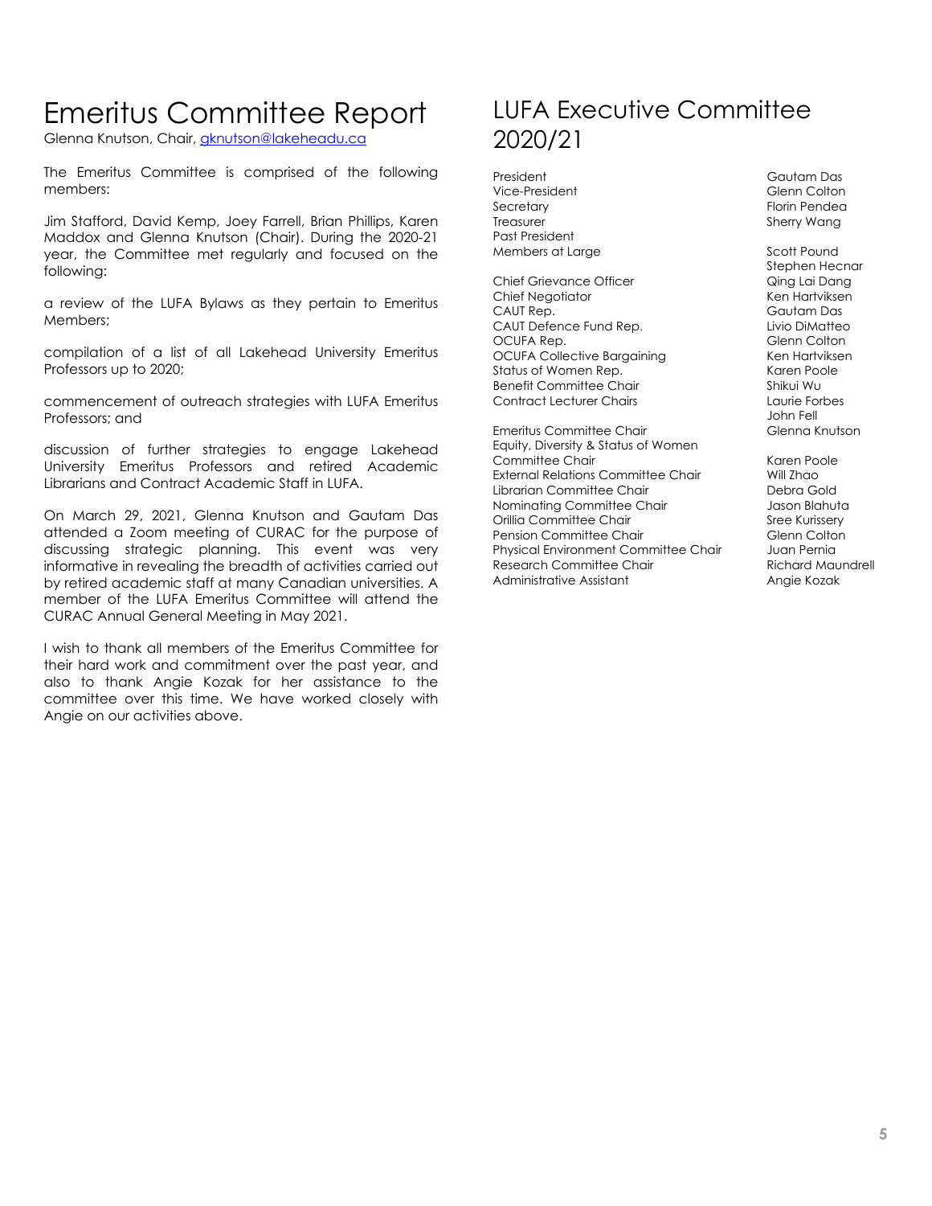# Emeritus Committee Report

Glenna Knutson, Chair, gknutson@lakeheadu.ca

The Emeritus Committee is comprised of the following members:

Jim Stafford, David Kemp, Joey Farrell, Brian Phillips, Karen Maddox and Glenna Knutson (Chair). During the 2020-21 year, the Committee met regularly and focused on the following:

a review of the LUFA Bylaws as they pertain to Emeritus Members;

compilation of a list of all Lakehead University Emeritus Professors up to 2020;

commencement of outreach strategies with LUFA Emeritus Professors; and

discussion of further strategies to engage Lakehead University Emeritus Professors and retired Academic Librarians and Contract Academic Staff in LUFA.

On March 29, 2021, Glenna Knutson and Gautam Das attended a Zoom meeting of CURAC for the purpose of discussing strategic planning. This event was very informative in revealing the breadth of activities carried out by retired academic staff at many Canadian universities. A member of the LUFA Emeritus Committee will attend the CURAC Annual General Meeting in May 2021.

I wish to thank all members of the Emeritus Committee for their hard work and commitment over the past year, and also to thank Angie Kozak for her assistance to the committee over this time. We have worked closely with Angie on our activities above.

# LUFA Executive Committee 2020/21

| | |
|---|---|
| President | Gautam Das |
| Vice-President | Glenn Colton |
| Secretary | Florin Pendea |
| Treasurer | Sherry Wang |
| Past President | |
| Members at Large | Scott Pound<br>Stephen Hecnar |
| Chief Grievance Officer | Qing Lai Dang |
| Chief Negotiator | Ken Hartviksen |
| CAUT Rep. | Gautam Das |
| CAUT Defence Fund Rep. | Livio DiMatteo |
| OCUFA Rep. | Glenn Colton |
| OCUFA Collective Bargaining | Ken Hartviksen |
| Status of Women Rep. | Karen Poole |
| Benefit Committee Chair | Shikui Wu |
| Contract Lecturer Chairs | Laurie Forbes<br>John Fell |
| Emeritus Committee Chair | Glenna Knutson |
| Equity, Diversity & Status of Women Committee Chair | Karen Poole |
| External Relations Committee Chair | Will Zhao |
| Librarian Committee Chair | Debra Gold |
| Nominating Committee Chair | Jason Blahuta |
| Orillia Committee Chair | Sree Kurissery |
| Pension Committee Chair | Glenn Colton |
| Physical Environment Committee Chair | Juan Pernia |
| Research Committee Chair | Richard Maundrell |
| Administrative Assistant | Angie Kozak |